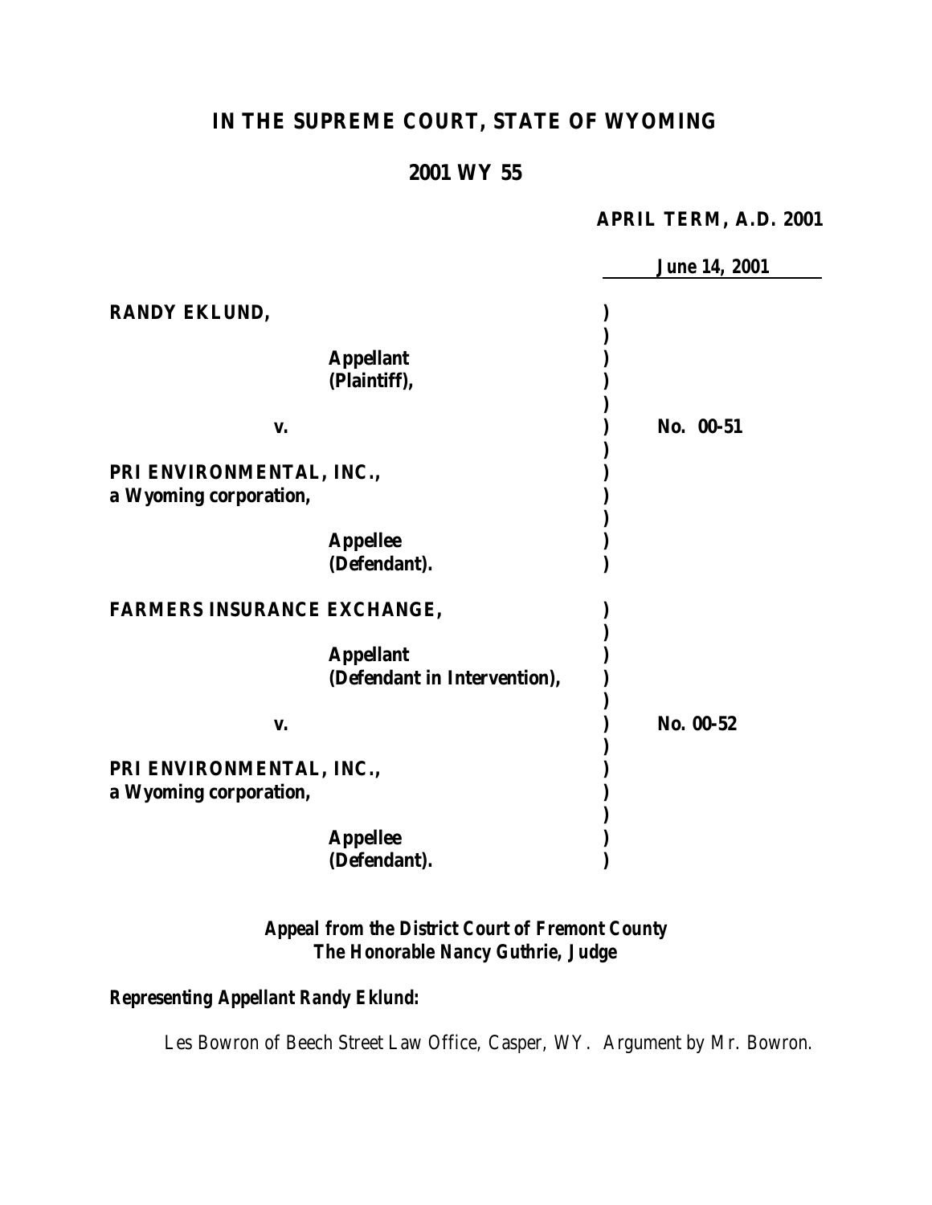# IN THE SUPREME COURT, STATE OF WYOMING

## 2001 WY 55

**APRIL TERM, A.D. 2001**

**June 14, 2001**

| | |
|---|---|
| **RANDY EKLUND,** <br><br> **Appellant (Plaintiff),** <br><br> **v.** <br><br> **PRI ENVIRONMENTAL, INC., a Wyoming corporation,** <br><br> **Appellee (Defendant).** | **No. 00-51** |
| **FARMERS INSURANCE EXCHANGE,** <br><br> **Appellant (Defendant in Intervention),** <br><br> **v.** <br><br> **PRI ENVIRONMENTAL, INC., a Wyoming corporation,** <br><br> **Appellee (Defendant).** | **No. 00-52** |

***Appeal from the District Court of Fremont County***
***The Honorable Nancy Guthrie, Judge***

***Representing Appellant Randy Eklund:***

Les Bowron of Beech Street Law Office, Casper, WY. Argument by Mr. Bowron.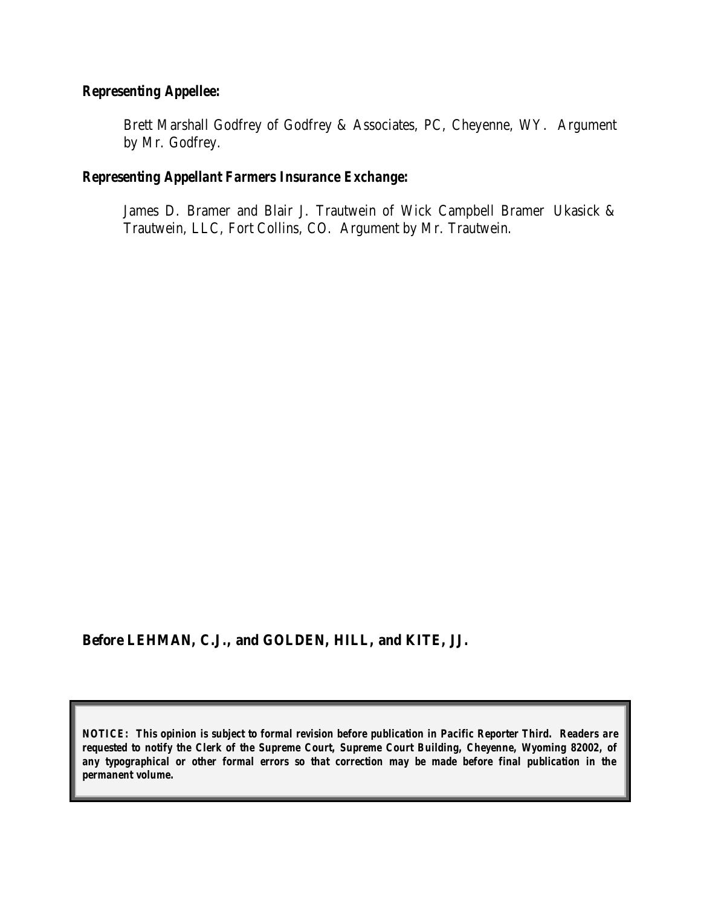**Representing Appellee:**

Brett Marshall Godfrey of Godfrey & Associates, PC, Cheyenne, WY. Argument by Mr. Godfrey.

**Representing Appellant Farmers Insurance Exchange:**

James D. Bramer and Blair J. Trautwein of Wick Campbell Bramer Ukasick & Trautwein, LLC, Fort Collins, CO. Argument by Mr. Trautwein.

**Before LEHMAN, C.J., and GOLDEN, HILL, and KITE, JJ.**

**NOTICE: This opinion is subject to formal revision before publication in Pacific Reporter Third. Readers are requested to notify the Clerk of the Supreme Court, Supreme Court Building, Cheyenne, Wyoming 82002, of any typographical or other formal errors so that correction may be made before final publication in the permanent volume.**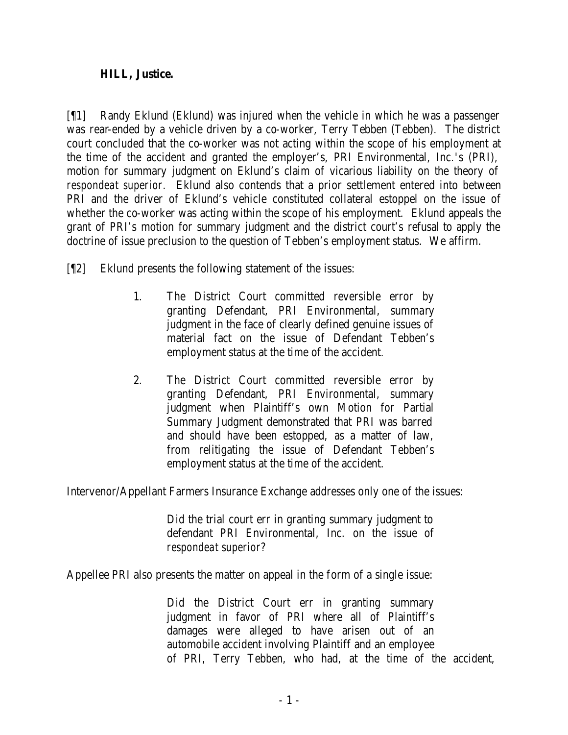**HILL, Justice.**

[¶1] Randy Eklund (Eklund) was injured when the vehicle in which he was a passenger was rear-ended by a vehicle driven by a co-worker, Terry Tebben (Tebben). The district court concluded that the co-worker was not acting within the scope of his employment at the time of the accident and granted the employer's, PRI Environmental, Inc.'s (PRI), motion for summary judgment on Eklund's claim of vicarious liability on the theory of *respondeat superior*. Eklund also contends that a prior settlement entered into between PRI and the driver of Eklund's vehicle constituted collateral estoppel on the issue of whether the co-worker was acting within the scope of his employment. Eklund appeals the grant of PRI's motion for summary judgment and the district court's refusal to apply the doctrine of issue preclusion to the question of Tebben's employment status. We affirm.

[¶2] Eklund presents the following statement of the issues:

> 1. The District Court committed reversible error by granting Defendant, PRI Environmental, summary judgment in the face of clearly defined genuine issues of material fact on the issue of Defendant Tebben's employment status at the time of the accident.
>
> 2. The District Court committed reversible error by granting Defendant, PRI Environmental, summary judgment when Plaintiff's own Motion for Partial Summary Judgment demonstrated that PRI was barred and should have been estopped, as a matter of law, from relitigating the issue of Defendant Tebben's employment status at the time of the accident.

Intervenor/Appellant Farmers Insurance Exchange addresses only one of the issues:

> Did the trial court err in granting summary judgment to defendant PRI Environmental, Inc. on the issue of *respondeat superior*?

Appellee PRI also presents the matter on appeal in the form of a single issue:

> Did the District Court err in granting summary judgment in favor of PRI where all of Plaintiff's damages were alleged to have arisen out of an automobile accident involving Plaintiff and an employee of PRI, Terry Tebben, who had, at the time of the accident,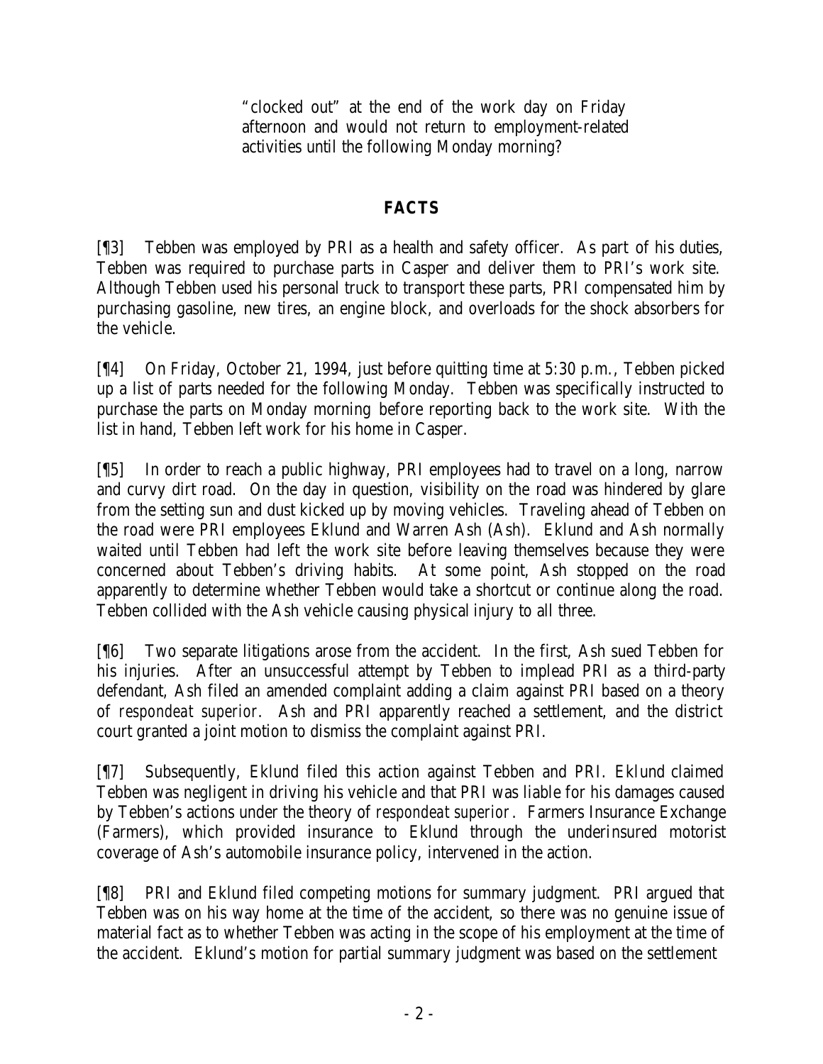"clocked out" at the end of the work day on Friday afternoon and would not return to employment-related activities until the following Monday morning?

## FACTS

[¶3] Tebben was employed by PRI as a health and safety officer. As part of his duties, Tebben was required to purchase parts in Casper and deliver them to PRI's work site. Although Tebben used his personal truck to transport these parts, PRI compensated him by purchasing gasoline, new tires, an engine block, and overloads for the shock absorbers for the vehicle.

[¶4] On Friday, October 21, 1994, just before quitting time at 5:30 p.m., Tebben picked up a list of parts needed for the following Monday. Tebben was specifically instructed to purchase the parts on Monday morning before reporting back to the work site. With the list in hand, Tebben left work for his home in Casper.

[¶5] In order to reach a public highway, PRI employees had to travel on a long, narrow and curvy dirt road. On the day in question, visibility on the road was hindered by glare from the setting sun and dust kicked up by moving vehicles. Traveling ahead of Tebben on the road were PRI employees Eklund and Warren Ash (Ash). Eklund and Ash normally waited until Tebben had left the work site before leaving themselves because they were concerned about Tebben's driving habits. At some point, Ash stopped on the road apparently to determine whether Tebben would take a shortcut or continue along the road. Tebben collided with the Ash vehicle causing physical injury to all three.

[¶6] Two separate litigations arose from the accident. In the first, Ash sued Tebben for his injuries. After an unsuccessful attempt by Tebben to implead PRI as a third-party defendant, Ash filed an amended complaint adding a claim against PRI based on a theory of *respondeat superior*. Ash and PRI apparently reached a settlement, and the district court granted a joint motion to dismiss the complaint against PRI.

[¶7] Subsequently, Eklund filed this action against Tebben and PRI. Eklund claimed Tebben was negligent in driving his vehicle and that PRI was liable for his damages caused by Tebben's actions under the theory of *respondeat superior*. Farmers Insurance Exchange (Farmers), which provided insurance to Eklund through the underinsured motorist coverage of Ash's automobile insurance policy, intervened in the action.

[¶8] PRI and Eklund filed competing motions for summary judgment. PRI argued that Tebben was on his way home at the time of the accident, so there was no genuine issue of material fact as to whether Tebben was acting in the scope of his employment at the time of the accident. Eklund's motion for partial summary judgment was based on the settlement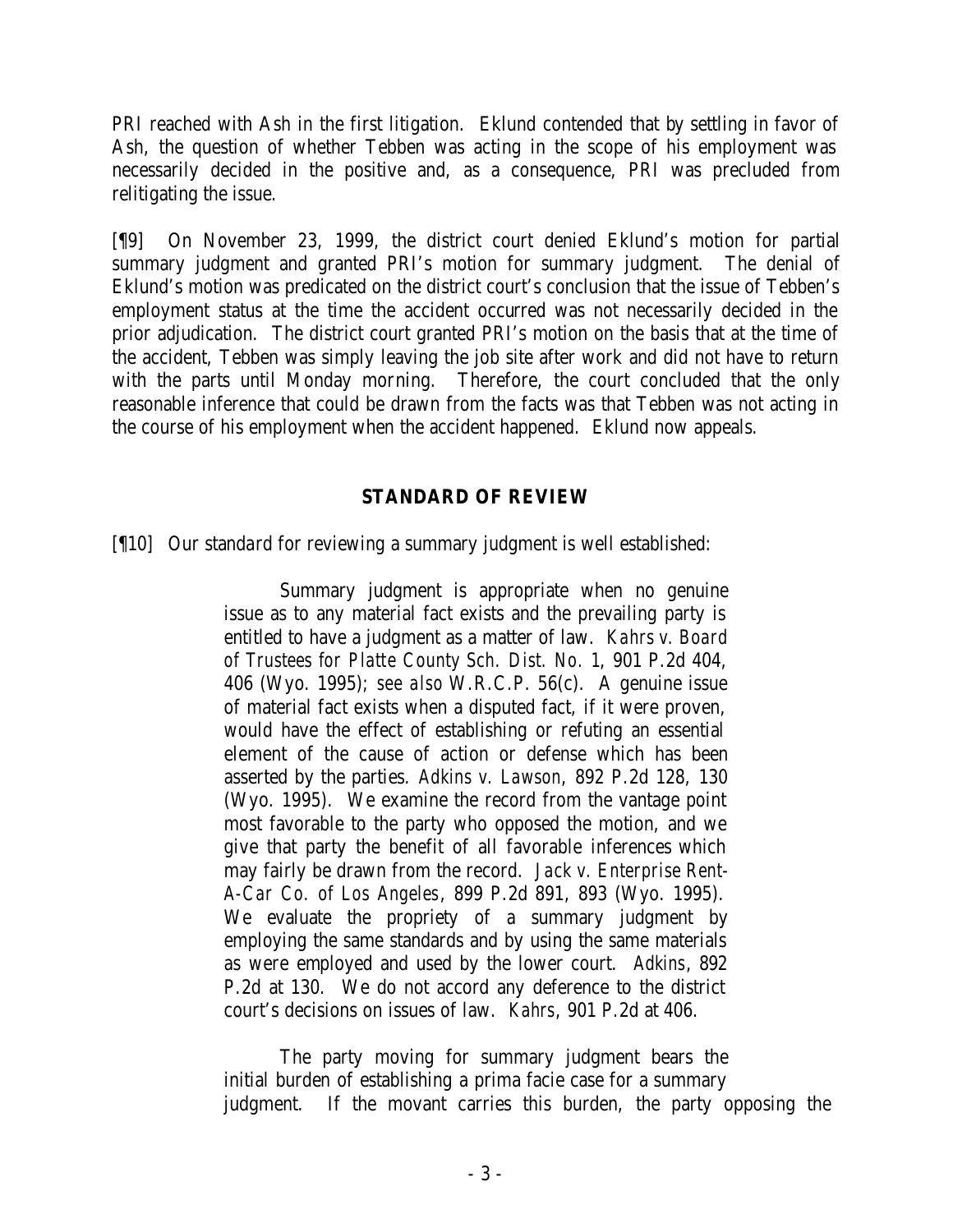PRI reached with Ash in the first litigation. Eklund contended that by settling in favor of Ash, the question of whether Tebben was acting in the scope of his employment was necessarily decided in the positive and, as a consequence, PRI was precluded from relitigating the issue.

[¶9] On November 23, 1999, the district court denied Eklund's motion for partial summary judgment and granted PRI's motion for summary judgment. The denial of Eklund's motion was predicated on the district court's conclusion that the issue of Tebben's employment status at the time the accident occurred was not necessarily decided in the prior adjudication. The district court granted PRI's motion on the basis that at the time of the accident, Tebben was simply leaving the job site after work and did not have to return with the parts until Monday morning. Therefore, the court concluded that the only reasonable inference that could be drawn from the facts was that Tebben was not acting in the course of his employment when the accident happened. Eklund now appeals.

## STANDARD OF REVIEW

[¶10] Our standard for reviewing a summary judgment is well established:

> Summary judgment is appropriate when no genuine issue as to any material fact exists and the prevailing party is entitled to have a judgment as a matter of law. *Kahrs v. Board of Trustees for Platte County Sch. Dist. No. 1*, 901 P.2d 404, 406 (Wyo. 1995); *see also* W.R.C.P. 56(c). A genuine issue of material fact exists when a disputed fact, if it were proven, would have the effect of establishing or refuting an essential element of the cause of action or defense which has been asserted by the parties. *Adkins v. Lawson*, 892 P.2d 128, 130 (Wyo. 1995). We examine the record from the vantage point most favorable to the party who opposed the motion, and we give that party the benefit of all favorable inferences which may fairly be drawn from the record. *Jack v. Enterprise Rent-A-Car Co. of Los Angeles*, 899 P.2d 891, 893 (Wyo. 1995). We evaluate the propriety of a summary judgment by employing the same standards and by using the same materials as were employed and used by the lower court. *Adkins*, 892 P.2d at 130. We do not accord any deference to the district court's decisions on issues of law. *Kahrs*, 901 P.2d at 406.
>
> The party moving for summary judgment bears the initial burden of establishing a prima facie case for a summary judgment. If the movant carries this burden, the party opposing the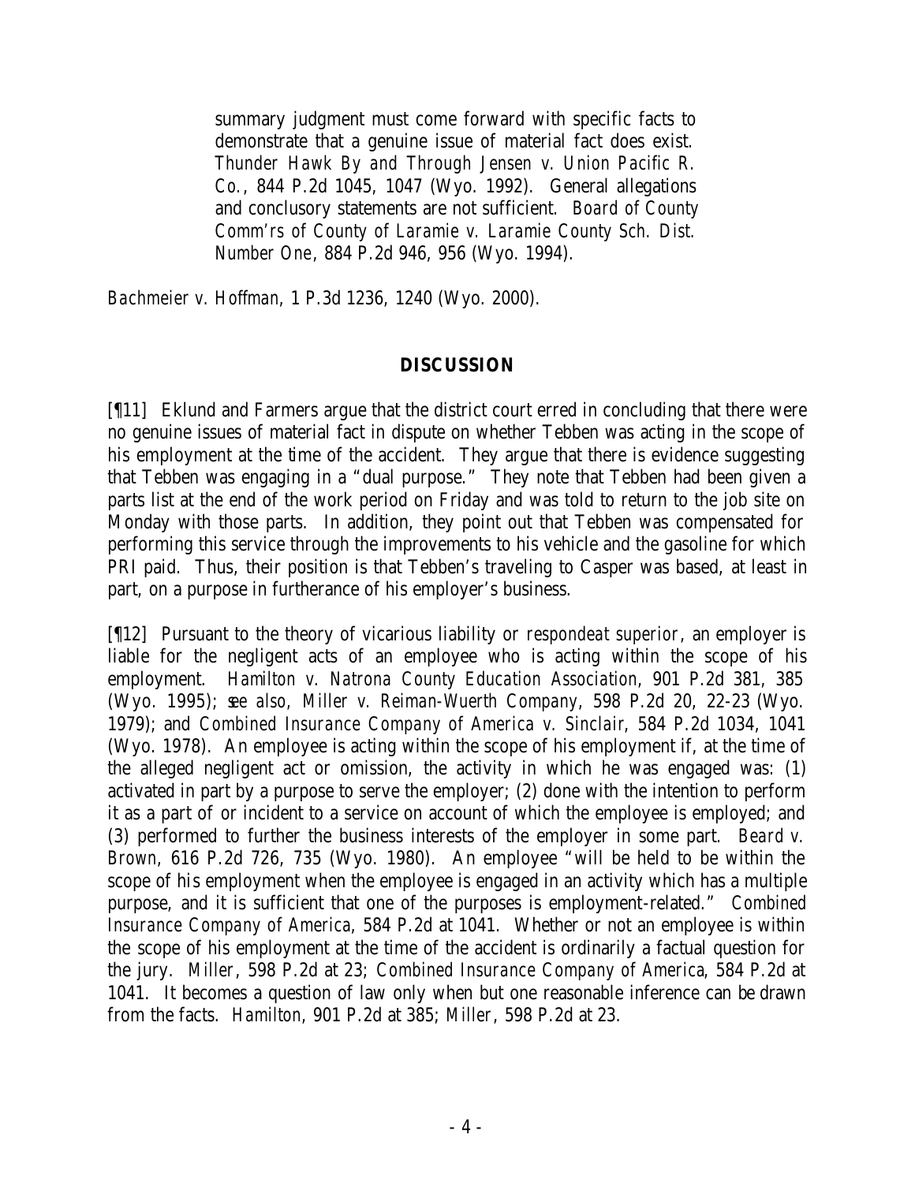> summary judgment must come forward with specific facts to demonstrate that a genuine issue of material fact does exist. *Thunder Hawk By and Through Jensen v. Union Pacific R. Co.*, 844 P.2d 1045, 1047 (Wyo. 1992). General allegations and conclusory statements are not sufficient. *Board of County Comm'rs of County of Laramie v. Laramie County Sch. Dist. Number One*, 884 P.2d 946, 956 (Wyo. 1994).

*Bachmeier v. Hoffman*, 1 P.3d 1236, 1240 (Wyo. 2000).

## DISCUSSION

[¶11] Eklund and Farmers argue that the district court erred in concluding that there were no genuine issues of material fact in dispute on whether Tebben was acting in the scope of his employment at the time of the accident. They argue that there is evidence suggesting that Tebben was engaging in a "dual purpose." They note that Tebben had been given a parts list at the end of the work period on Friday and was told to return to the job site on Monday with those parts. In addition, they point out that Tebben was compensated for performing this service through the improvements to his vehicle and the gasoline for which PRI paid. Thus, their position is that Tebben's traveling to Casper was based, at least in part, on a purpose in furtherance of his employer's business.

[¶12] Pursuant to the theory of vicarious liability or *respondeat superior*, an employer is liable for the negligent acts of an employee who is acting within the scope of his employment. *Hamilton v. Natrona County Education Association*, 901 P.2d 381, 385 (Wyo. 1995); *see also*, *Miller v. Reiman-Wuerth Company*, 598 P.2d 20, 22-23 (Wyo. 1979); and *Combined Insurance Company of America v. Sinclair*, 584 P.2d 1034, 1041 (Wyo. 1978). An employee is acting within the scope of his employment if, at the time of the alleged negligent act or omission, the activity in which he was engaged was: (1) activated in part by a purpose to serve the employer; (2) done with the intention to perform it as a part of or incident to a service on account of which the employee is employed; and (3) performed to further the business interests of the employer in some part. *Beard v. Brown*, 616 P.2d 726, 735 (Wyo. 1980). An employee "will be held to be within the scope of his employment when the employee is engaged in an activity which has a multiple purpose, and it is sufficient that one of the purposes is employment-related." *Combined Insurance Company of America*, 584 P.2d at 1041. Whether or not an employee is within the scope of his employment at the time of the accident is ordinarily a factual question for the jury. *Miller*, 598 P.2d at 23; *Combined Insurance Company of America*, 584 P.2d at 1041. It becomes a question of law only when but one reasonable inference can be drawn from the facts. *Hamilton*, 901 P.2d at 385; *Miller*, 598 P.2d at 23.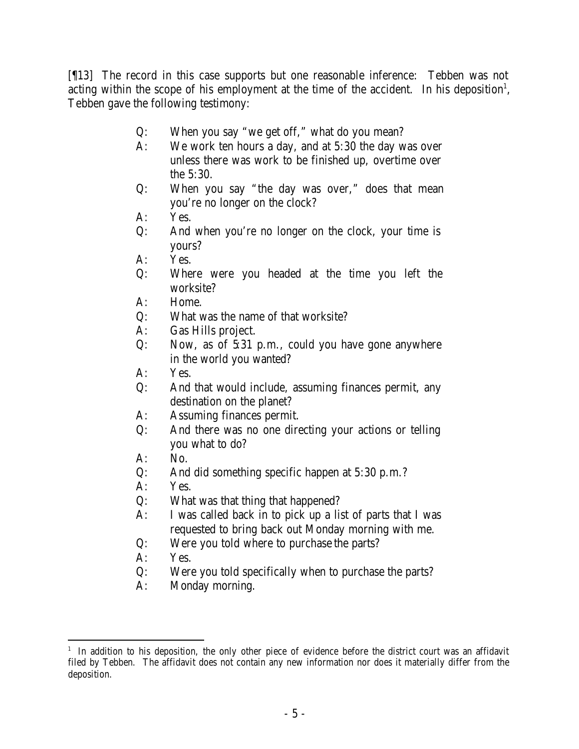[¶13] The record in this case supports but one reasonable inference: Tebben was not acting within the scope of his employment at the time of the accident. In his deposition[1], Tebben gave the following testimony:

> Q: When you say "we get off," what do you mean?
>
> A: We work ten hours a day, and at 5:30 the day was over unless there was work to be finished up, overtime over the 5:30.
>
> Q: When you say "the day was over," does that mean you're no longer on the clock?
>
> A: Yes.
>
> Q: And when you're no longer on the clock, your time is yours?
>
> A: Yes.
>
> Q: Where were you headed at the time you left the worksite?
>
> A: Home.
>
> Q: What was the name of that worksite?
>
> A: Gas Hills project.
>
> Q: Now, as of 5:31 p.m., could you have gone anywhere in the world you wanted?
>
> A: Yes.
>
> Q: And that would include, assuming finances permit, any destination on the planet?
>
> A: Assuming finances permit.
>
> Q: And there was no one directing your actions or telling you what to do?
>
> A: No.
>
> Q: And did something specific happen at 5:30 p.m.?
>
> A: Yes.
>
> Q: What was that thing that happened?
>
> A: I was called back in to pick up a list of parts that I was requested to bring back out Monday morning with me.
>
> Q: Were you told where to purchase the parts?
>
> A: Yes.
>
> Q: Were you told specifically when to purchase the parts?
>
> A: Monday morning.

---

[1] In addition to his deposition, the only other piece of evidence before the district court was an affidavit filed by Tebben. The affidavit does not contain any new information nor does it materially differ from the deposition.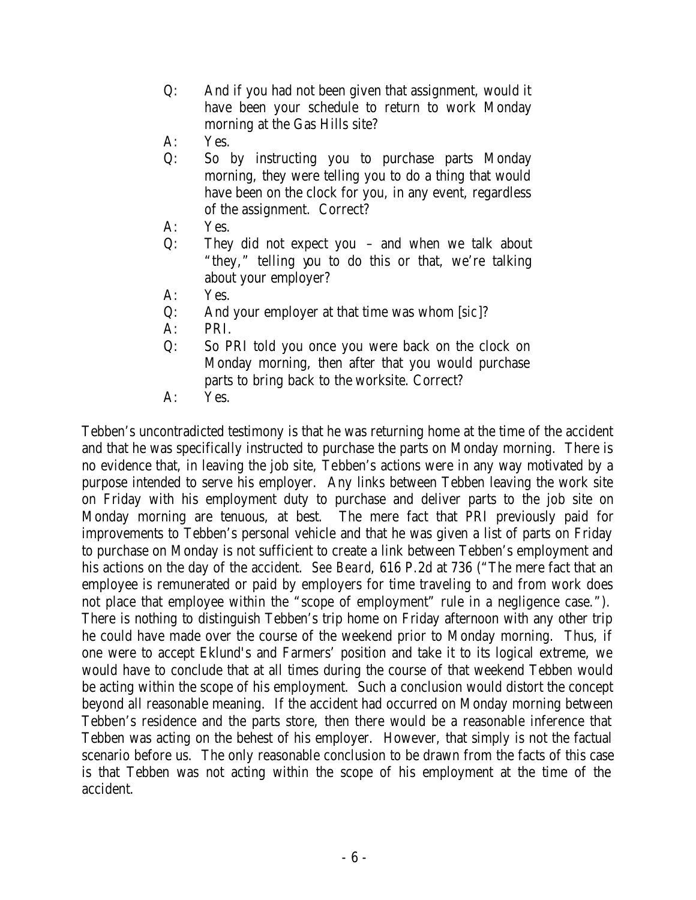> Q: And if you had not been given that assignment, would it have been your schedule to return to work Monday morning at the Gas Hills site?
>
> A: Yes.
>
> Q: So by instructing you to purchase parts Monday morning, they were telling you to do a thing that would have been on the clock for you, in any event, regardless of the assignment. Correct?
>
> A: Yes.
>
> Q: They did not expect you – and when we talk about "they," telling you to do this or that, we're talking about your employer?
>
> A: Yes.
>
> Q: And your employer at that time was whom [sic]?
>
> A: PRI.
>
> Q: So PRI told you once you were back on the clock on Monday morning, then after that you would purchase parts to bring back to the worksite. Correct?
>
> A: Yes.

Tebben's uncontradicted testimony is that he was returning home at the time of the accident and that he was specifically instructed to purchase the parts on Monday morning. There is no evidence that, in leaving the job site, Tebben's actions were in any way motivated by a purpose intended to serve his employer. Any links between Tebben leaving the work site on Friday with his employment duty to purchase and deliver parts to the job site on Monday morning are tenuous, at best. The mere fact that PRI previously paid for improvements to Tebben's personal vehicle and that he was given a list of parts on Friday to purchase on Monday is not sufficient to create a link between Tebben's employment and his actions on the day of the accident. *See Beard*, 616 P.2d at 736 ("The mere fact that an employee is remunerated or paid by employers for time traveling to and from work does not place that employee within the "scope of employment" rule in a negligence case."). There is nothing to distinguish Tebben's trip home on Friday afternoon with any other trip he could have made over the course of the weekend prior to Monday morning. Thus, if one were to accept Eklund's and Farmers' position and take it to its logical extreme, we would have to conclude that at all times during the course of that weekend Tebben would be acting within the scope of his employment. Such a conclusion would distort the concept beyond all reasonable meaning. If the accident had occurred on Monday morning between Tebben's residence and the parts store, then there would be a reasonable inference that Tebben was acting on the behest of his employer. However, that simply is not the factual scenario before us. The only reasonable conclusion to be drawn from the facts of this case is that Tebben was not acting within the scope of his employment at the time of the accident.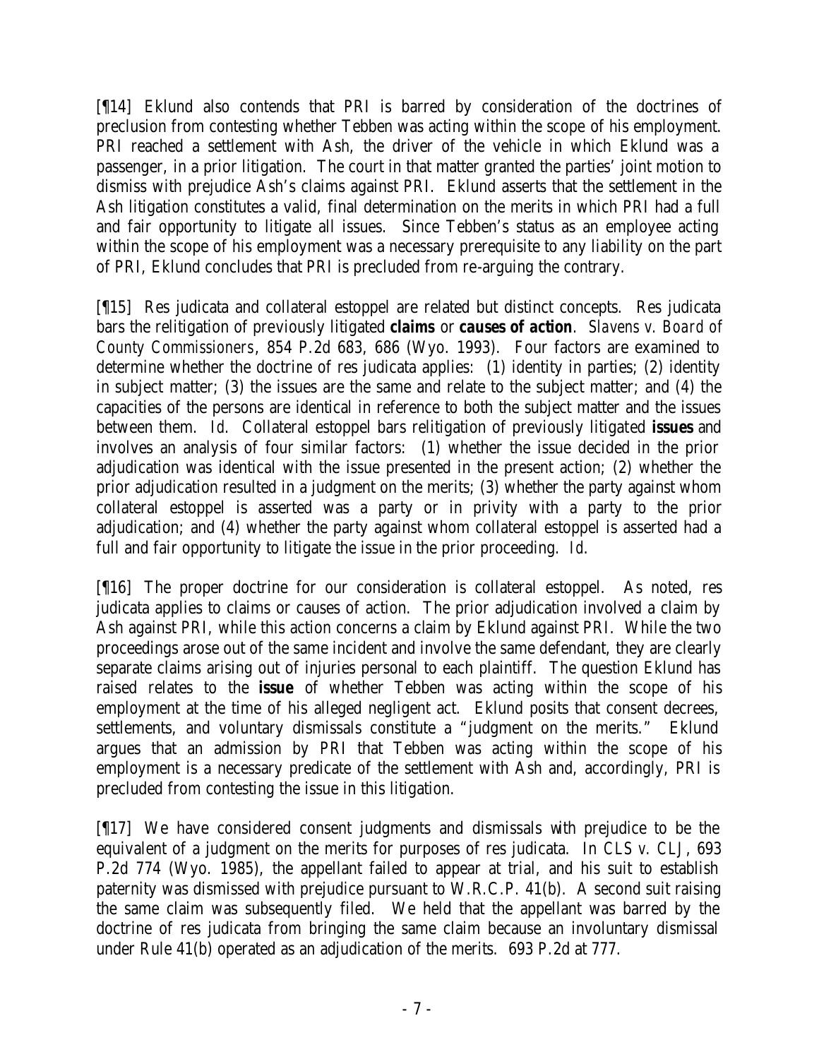[¶14] Eklund also contends that PRI is barred by consideration of the doctrines of preclusion from contesting whether Tebben was acting within the scope of his employment. PRI reached a settlement with Ash, the driver of the vehicle in which Eklund was a passenger, in a prior litigation. The court in that matter granted the parties' joint motion to dismiss with prejudice Ash's claims against PRI. Eklund asserts that the settlement in the Ash litigation constitutes a valid, final determination on the merits in which PRI had a full and fair opportunity to litigate all issues. Since Tebben's status as an employee acting within the scope of his employment was a necessary prerequisite to any liability on the part of PRI, Eklund concludes that PRI is precluded from re-arguing the contrary.

[¶15] Res judicata and collateral estoppel are related but distinct concepts. Res judicata bars the relitigation of previously litigated **claims** or **causes of action**. *Slavens v. Board of County Commissioners*, 854 P.2d 683, 686 (Wyo. 1993). Four factors are examined to determine whether the doctrine of res judicata applies: (1) identity in parties; (2) identity in subject matter; (3) the issues are the same and relate to the subject matter; and (4) the capacities of the persons are identical in reference to both the subject matter and the issues between them. *Id.* Collateral estoppel bars relitigation of previously litigated **issues** and involves an analysis of four similar factors: (1) whether the issue decided in the prior adjudication was identical with the issue presented in the present action; (2) whether the prior adjudication resulted in a judgment on the merits; (3) whether the party against whom collateral estoppel is asserted was a party or in privity with a party to the prior adjudication; and (4) whether the party against whom collateral estoppel is asserted had a full and fair opportunity to litigate the issue in the prior proceeding. *Id.*

[¶16] The proper doctrine for our consideration is collateral estoppel. As noted, res judicata applies to claims or causes of action. The prior adjudication involved a claim by Ash against PRI, while this action concerns a claim by Eklund against PRI. While the two proceedings arose out of the same incident and involve the same defendant, they are clearly separate claims arising out of injuries personal to each plaintiff. The question Eklund has raised relates to the **issue** of whether Tebben was acting within the scope of his employment at the time of his alleged negligent act. Eklund posits that consent decrees, settlements, and voluntary dismissals constitute a "judgment on the merits." Eklund argues that an admission by PRI that Tebben was acting within the scope of his employment is a necessary predicate of the settlement with Ash and, accordingly, PRI is precluded from contesting the issue in this litigation.

[¶17] We have considered consent judgments and dismissals with prejudice to be the equivalent of a judgment on the merits for purposes of res judicata. In *CLS v. CLJ*, 693 P.2d 774 (Wyo. 1985), the appellant failed to appear at trial, and his suit to establish paternity was dismissed with prejudice pursuant to W.R.C.P. 41(b). A second suit raising the same claim was subsequently filed. We held that the appellant was barred by the doctrine of res judicata from bringing the same claim because an involuntary dismissal under Rule 41(b) operated as an adjudication of the merits. 693 P.2d at 777.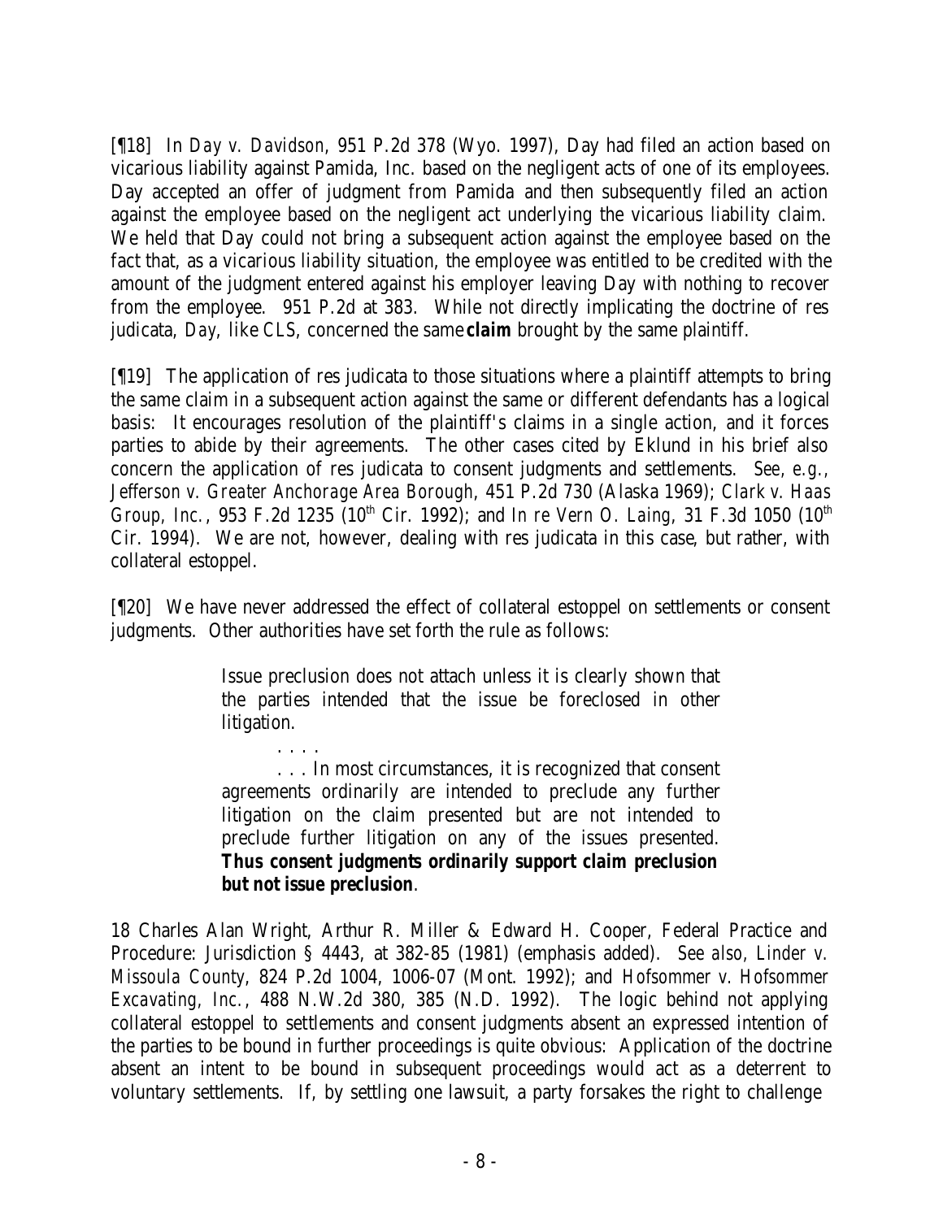[¶18] In *Day v. Davidson*, 951 P.2d 378 (Wyo. 1997), Day had filed an action based on vicarious liability against Pamida, Inc. based on the negligent acts of one of its employees. Day accepted an offer of judgment from Pamida and then subsequently filed an action against the employee based on the negligent act underlying the vicarious liability claim. We held that Day could not bring a subsequent action against the employee based on the fact that, as a vicarious liability situation, the employee was entitled to be credited with the amount of the judgment entered against his employer leaving Day with nothing to recover from the employee. 951 P.2d at 383. While not directly implicating the doctrine of res judicata, *Day*, like *CLS*, concerned the same **claim** brought by the same plaintiff.

[¶19] The application of res judicata to those situations where a plaintiff attempts to bring the same claim in a subsequent action against the same or different defendants has a logical basis: It encourages resolution of the plaintiff's claims in a single action, and it forces parties to abide by their agreements. The other cases cited by Eklund in his brief also concern the application of res judicata to consent judgments and settlements. *See, e.g.*, *Jefferson v. Greater Anchorage Area Borough*, 451 P.2d 730 (Alaska 1969); *Clark v. Haas Group, Inc.*, 953 F.2d 1235 (10th Cir. 1992); and *In re Vern O. Laing*, 31 F.3d 1050 (10th Cir. 1994). We are not, however, dealing with res judicata in this case, but rather, with collateral estoppel.

[¶20] We have never addressed the effect of collateral estoppel on settlements or consent judgments. Other authorities have set forth the rule as follows:

> Issue preclusion does not attach unless it is clearly shown that the parties intended that the issue be foreclosed in other litigation.
>
> . . . .
>
> . . . In most circumstances, it is recognized that consent agreements ordinarily are intended to preclude any further litigation on the claim presented but are not intended to preclude further litigation on any of the issues presented. **Thus consent judgments ordinarily support claim preclusion but not issue preclusion**.

18 Charles Alan Wright, Arthur R. Miller & Edward H. Cooper, Federal Practice and Procedure: Jurisdiction § 4443, at 382-85 (1981) (emphasis added). *See also*, *Linder v. Missoula County*, 824 P.2d 1004, 1006-07 (Mont. 1992); and *Hofsommer v. Hofsommer Excavating, Inc.*, 488 N.W.2d 380, 385 (N.D. 1992). The logic behind not applying collateral estoppel to settlements and consent judgments absent an expressed intention of the parties to be bound in further proceedings is quite obvious: Application of the doctrine absent an intent to be bound in subsequent proceedings would act as a deterrent to voluntary settlements. If, by settling one lawsuit, a party forsakes the right to challenge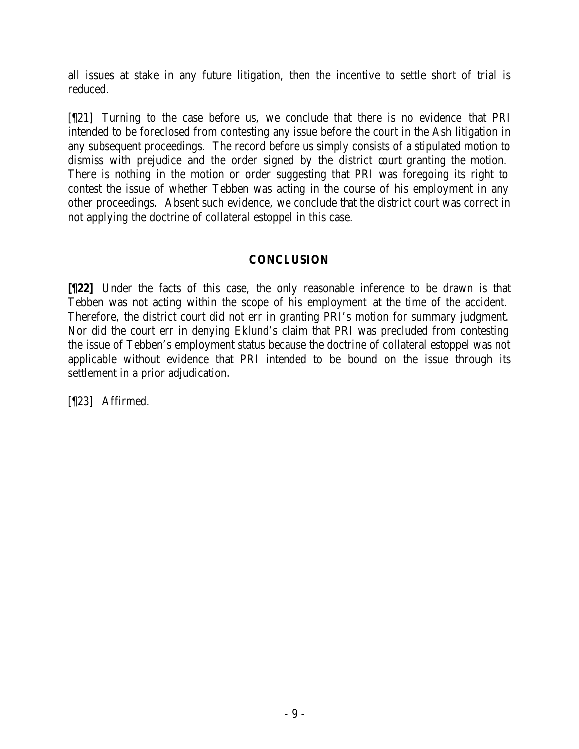all issues at stake in any future litigation, then the incentive to settle short of trial is reduced.

[¶21] Turning to the case before us, we conclude that there is no evidence that PRI intended to be foreclosed from contesting any issue before the court in the Ash litigation in any subsequent proceedings. The record before us simply consists of a stipulated motion to dismiss with prejudice and the order signed by the district court granting the motion. There is nothing in the motion or order suggesting that PRI was foregoing its right to contest the issue of whether Tebben was acting in the course of his employment in any other proceedings. Absent such evidence, we conclude that the district court was correct in not applying the doctrine of collateral estoppel in this case.

## CONCLUSION

**[¶22]** Under the facts of this case, the only reasonable inference to be drawn is that Tebben was not acting within the scope of his employment at the time of the accident. Therefore, the district court did not err in granting PRI's motion for summary judgment. Nor did the court err in denying Eklund's claim that PRI was precluded from contesting the issue of Tebben's employment status because the doctrine of collateral estoppel was not applicable without evidence that PRI intended to be bound on the issue through its settlement in a prior adjudication.

[¶23] Affirmed.